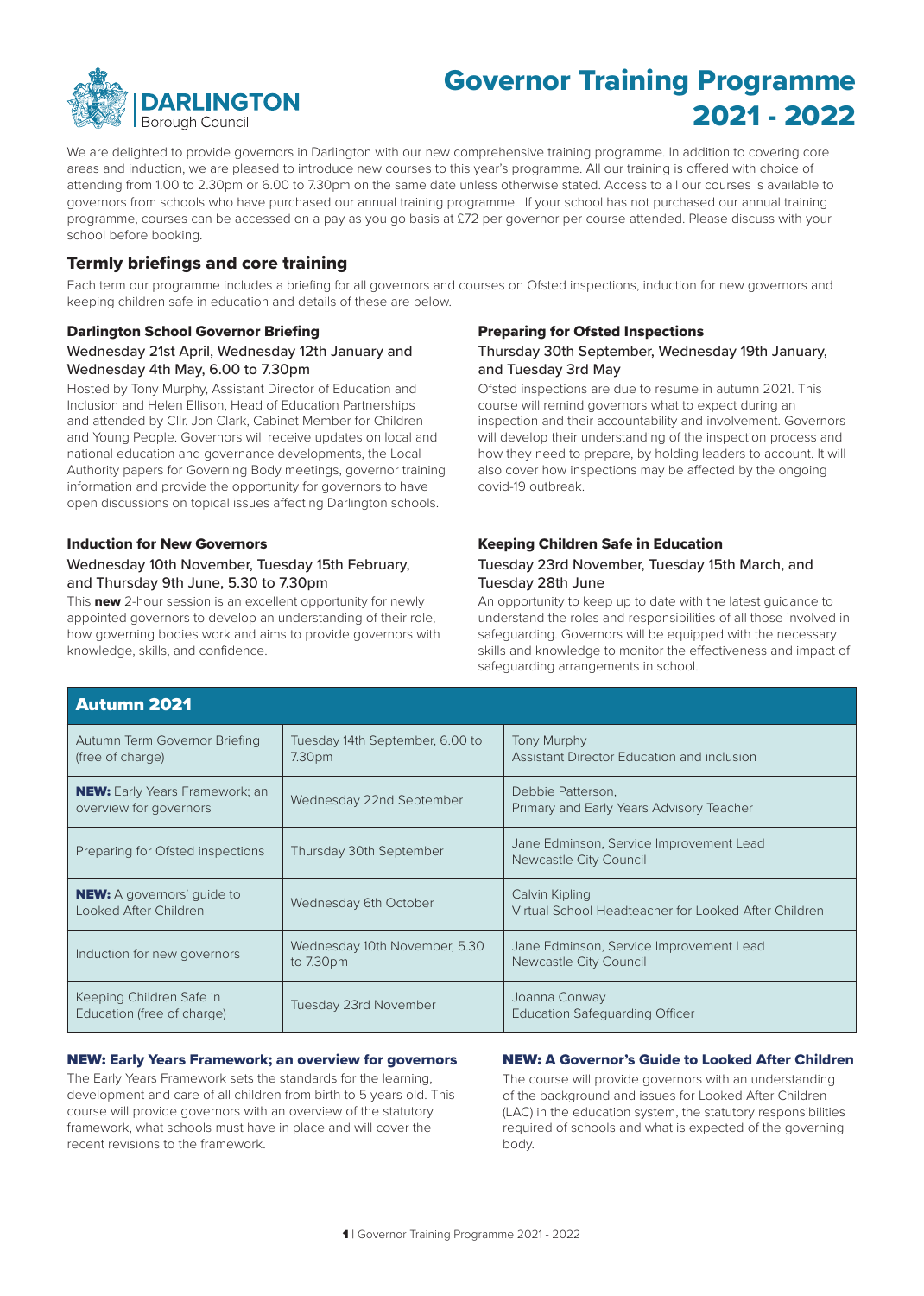# Governor Training Programme 2021 - 2022

DARLINGTON Borough Council

We are delighted to provide governors in Darlington with our new comprehensive training programme. In addition to covering core areas and induction, we are pleased to introduce new courses to this year's programme. All our training is offered with choice of attending from 1.00 to 2.30pm or 6.00 to 7.30pm on the same date unless otherwise stated. Access to all our courses is available to governors from schools who have purchased our annual training programme. If your school has not purchased our annual training programme, courses can be accessed on a pay as you go basis at £72 per governor per course attended. Please discuss with your school before booking.

## Termly briefings and core training

Each term our programme includes a briefing for all governors and courses on Ofsted inspections, induction for new governors and keeping children safe in education and details of these are below.

### Darlington School Governor Briefing

Wednesday 21st April, Wednesday 12th January and Wednesday 4th May, 6.00 to 7.30pm

Hosted by Tony Murphy, Assistant Director of Education and Inclusion and Helen Ellison, Head of Education Partnerships and attended by Cllr. Jon Clark, Cabinet Member for Children and Young People. Governors will receive updates on local and national education and governance developments, the Local Authority papers for Governing Body meetings, governor training information and provide the opportunity for governors to have open discussions on topical issues affecting Darlington schools.

### Preparing for Ofsted Inspections

Thursday 30th September, Wednesday 19th January, and Tuesday 3rd May

Ofsted inspections are due to resume in autumn 2021. This course will remind governors what to expect during an inspection and their accountability and involvement. Governors will develop their understanding of the inspection process and how they need to prepare, by holding leaders to account. It will also cover how inspections may be affected by the ongoing covid-19 outbreak.

### Induction for New Governors

Wednesday 10th November, Tuesday 15th February, and Thursday 9th June, 5.30 to 7.30pm

This **new** 2-hour session is an excellent opportunity for newly appointed governors to develop an understanding of their role, how governing bodies work and aims to provide governors with knowledge, skills, and confidence.

### Keeping Children Safe in Education

Tuesday 23rd November, Tuesday 15th March, and Tuesday 28th June

An opportunity to keep up to date with the latest guidance to understand the roles and responsibilities of all those involved in safeguarding. Governors will be equipped with the necessary skills and knowledge to monitor the effectiveness and impact of safeguarding arrangements in school.

## Autumn 2021

| Course | Date | Presenter |
|---|---|---|
| Autumn Term Governor Briefing (free of charge) | Tuesday 14th September, 6.00 to 7.30pm | Tony Murphy<br>Assistant Director Education and inclusion |
| **NEW:** Early Years Framework; an overview for governors | Wednesday 22nd September | Debbie Patterson,<br>Primary and Early Years Advisory Teacher |
| Preparing for Ofsted inspections | Thursday 30th September | Jane Edminson, Service Improvement Lead<br>Newcastle City Council |
| **NEW:** A governors' guide to Looked After Children | Wednesday 6th October | Calvin Kipling<br>Virtual School Headteacher for Looked After Children |
| Induction for new governors | Wednesday 10th November, 5.30 to 7.30pm | Jane Edminson, Service Improvement Lead<br>Newcastle City Council |
| Keeping Children Safe in Education (free of charge) | Tuesday 23rd November | Joanna Conway<br>Education Safeguarding Officer |

### NEW: Early Years Framework; an overview for governors

The Early Years Framework sets the standards for the learning, development and care of all children from birth to 5 years old. This course will provide governors with an overview of the statutory framework, what schools must have in place and will cover the recent revisions to the framework.

### NEW: A Governor's Guide to Looked After Children

The course will provide governors with an understanding of the background and issues for Looked After Children (LAC) in the education system, the statutory responsibilities required of schools and what is expected of the governing body.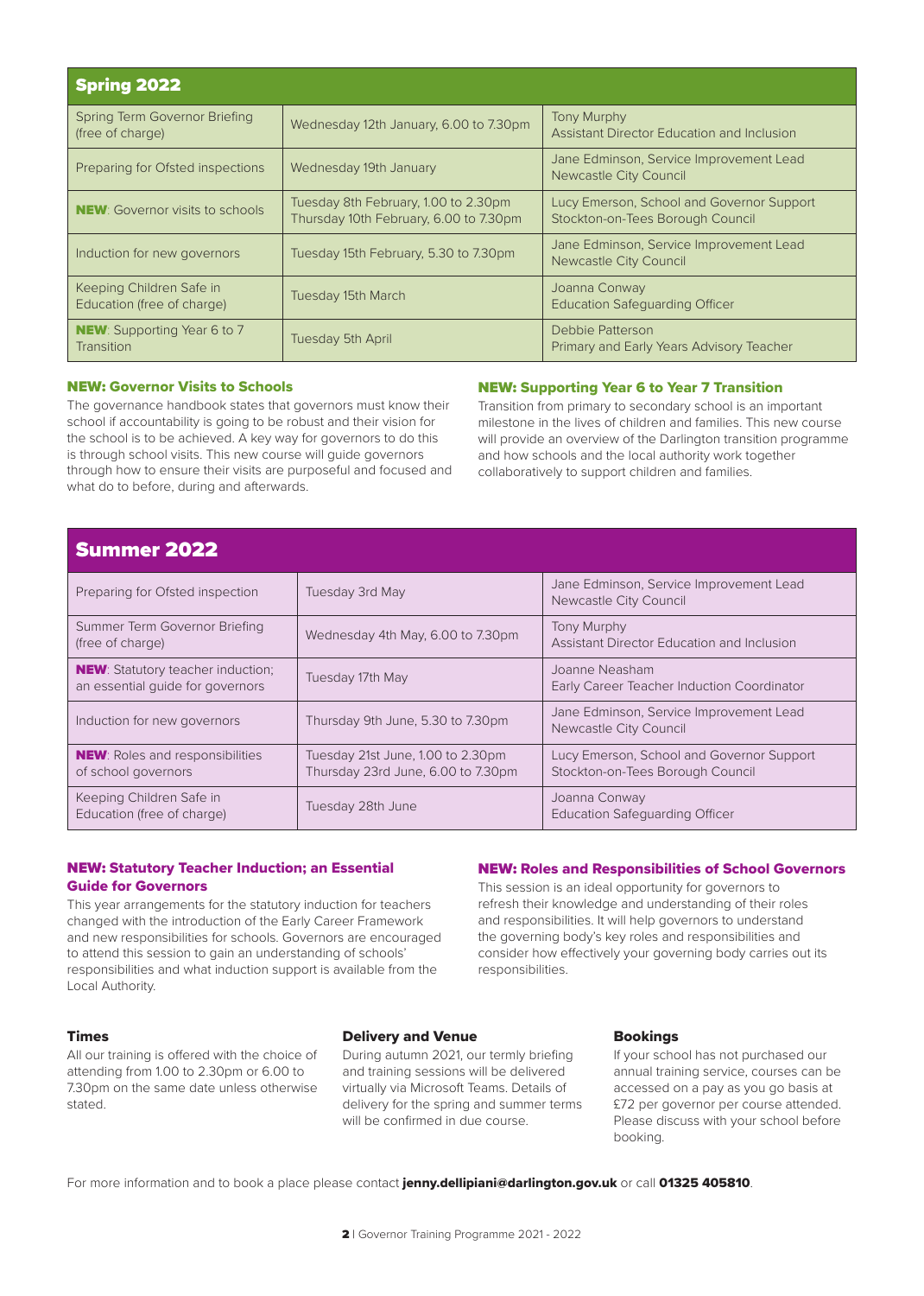## Spring 2022

| | | |
|---|---|---|
| Spring Term Governor Briefing (free of charge) | Wednesday 12th January, 6.00 to 7.30pm | Tony Murphy<br>Assistant Director Education and Inclusion |
| Preparing for Ofsted inspections | Wednesday 19th January | Jane Edminson, Service Improvement Lead<br>Newcastle City Council |
| **NEW**: Governor visits to schools | Tuesday 8th February, 1.00 to 2.30pm<br>Thursday 10th February, 6.00 to 7.30pm | Lucy Emerson, School and Governor Support<br>Stockton-on-Tees Borough Council |
| Induction for new governors | Tuesday 15th February, 5.30 to 7.30pm | Jane Edminson, Service Improvement Lead<br>Newcastle City Council |
| Keeping Children Safe in Education (free of charge) | Tuesday 15th March | Joanna Conway<br>Education Safeguarding Officer |
| **NEW**: Supporting Year 6 to 7 Transition | Tuesday 5th April | Debbie Patterson<br>Primary and Early Years Advisory Teacher |

### NEW: Governor Visits to Schools

The governance handbook states that governors must know their school if accountability is going to be robust and their vision for the school is to be achieved. A key way for governors to do this is through school visits. This new course will guide governors through how to ensure their visits are purposeful and focused and what do to before, during and afterwards.

### NEW: Supporting Year 6 to Year 7 Transition

Transition from primary to secondary school is an important milestone in the lives of children and families. This new course will provide an overview of the Darlington transition programme and how schools and the local authority work together collaboratively to support children and families.

## Summer 2022

| | | |
|---|---|---|
| Preparing for Ofsted inspection | Tuesday 3rd May | Jane Edminson, Service Improvement Lead<br>Newcastle City Council |
| Summer Term Governor Briefing (free of charge) | Wednesday 4th May, 6.00 to 7.30pm | Tony Murphy<br>Assistant Director Education and Inclusion |
| **NEW**: Statutory teacher induction; an essential guide for governors | Tuesday 17th May | Joanne Neasham<br>Early Career Teacher Induction Coordinator |
| Induction for new governors | Thursday 9th June, 5.30 to 7.30pm | Jane Edminson, Service Improvement Lead<br>Newcastle City Council |
| **NEW**: Roles and responsibilities of school governors | Tuesday 21st June, 1.00 to 2.30pm<br>Thursday 23rd June, 6.00 to 7.30pm | Lucy Emerson, School and Governor Support<br>Stockton-on-Tees Borough Council |
| Keeping Children Safe in Education (free of charge) | Tuesday 28th June | Joanna Conway<br>Education Safeguarding Officer |

### NEW: Statutory Teacher Induction; an Essential Guide for Governors

This year arrangements for the statutory induction for teachers changed with the introduction of the Early Career Framework and new responsibilities for schools. Governors are encouraged to attend this session to gain an understanding of schools' responsibilities and what induction support is available from the Local Authority.

### NEW: Roles and Responsibilities of School Governors

This session is an ideal opportunity for governors to refresh their knowledge and understanding of their roles and responsibilities. It will help governors to understand the governing body's key roles and responsibilities and consider how effectively your governing body carries out its responsibilities.

### Times

All our training is offered with the choice of attending from 1.00 to 2.30pm or 6.00 to 7.30pm on the same date unless otherwise stated.

### Delivery and Venue

During autumn 2021, our termly briefing and training sessions will be delivered virtually via Microsoft Teams. Details of delivery for the spring and summer terms will be confirmed in due course.

### Bookings

If your school has not purchased our annual training service, courses can be accessed on a pay as you go basis at £72 per governor per course attended. Please discuss with your school before booking.

For more information and to book a place please contact **jenny.dellipiani@darlington.gov.uk** or call **01325 405810**.